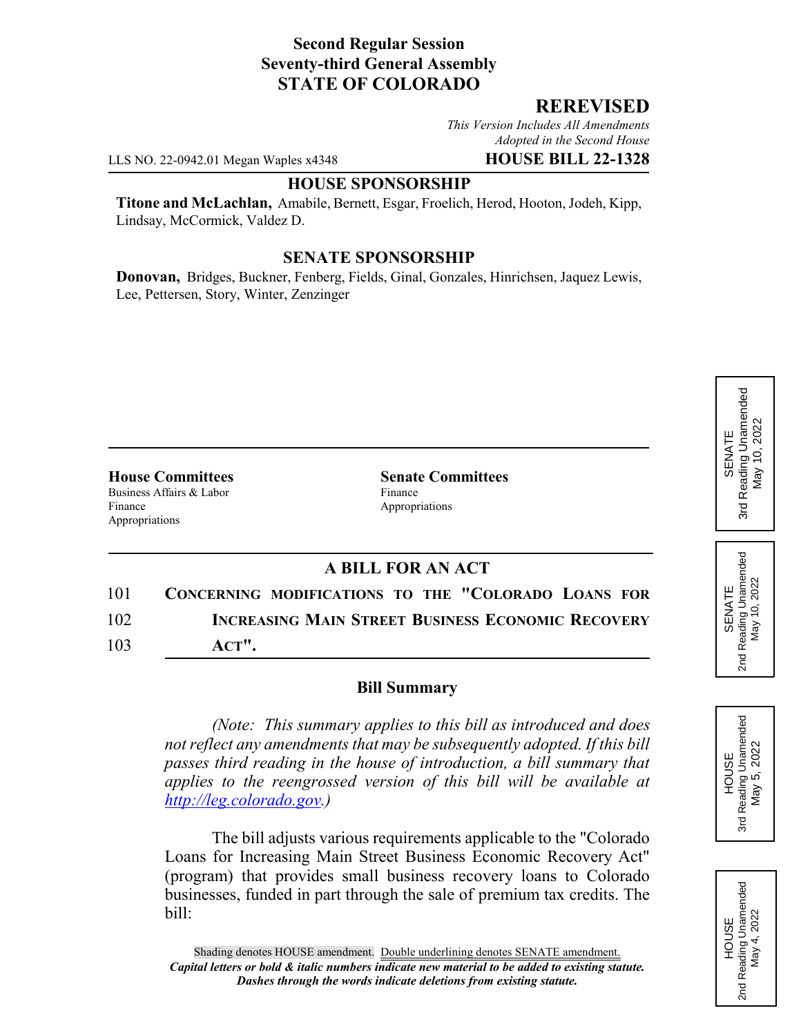**Second Regular Session**
**Seventy-third General Assembly**
**STATE OF COLORADO**

## REREVISED

*This Version Includes All Amendments Adopted in the Second House*

LLS NO. 22-0942.01 Megan Waples x4348 **HOUSE BILL 22-1328**

### HOUSE SPONSORSHIP

**Titone and McLachlan,** Amabile, Bernett, Esgar, Froelich, Herod, Hooton, Jodeh, Kipp, Lindsay, McCormick, Valdez D.

### SENATE SPONSORSHIP

**Donovan,** Bridges, Buckner, Fenberg, Fields, Ginal, Gonzales, Hinrichsen, Jaquez Lewis, Lee, Pettersen, Story, Winter, Zenzinger

SENATE 3rd Reading Unamended May 10, 2022

SENATE 2nd Reading Unamended May 10, 2022

HOUSE 3rd Reading Unamended May 5, 2022

HOUSE 2nd Reading Unamended May 4, 2022

| House Committees | Senate Committees |
|---|---|
| Business Affairs & Labor | Finance |
| Finance | Appropriations |
| Appropriations | |

### A BILL FOR AN ACT

101 **CONCERNING MODIFICATIONS TO THE "COLORADO LOANS FOR**
102 **INCREASING MAIN STREET BUSINESS ECONOMIC RECOVERY**
103 **ACT".**

### Bill Summary

*(Note: This summary applies to this bill as introduced and does not reflect any amendments that may be subsequently adopted. If this bill passes third reading in the house of introduction, a bill summary that applies to the reengrossed version of this bill will be available at http://leg.colorado.gov.)*

The bill adjusts various requirements applicable to the "Colorado Loans for Increasing Main Street Business Economic Recovery Act" (program) that provides small business recovery loans to Colorado businesses, funded in part through the sale of premium tax credits. The bill:

Shading denotes HOUSE amendment. Double underlining denotes SENATE amendment.
***Capital letters or bold & italic numbers indicate new material to be added to existing statute.***
***Dashes through the words indicate deletions from existing statute.***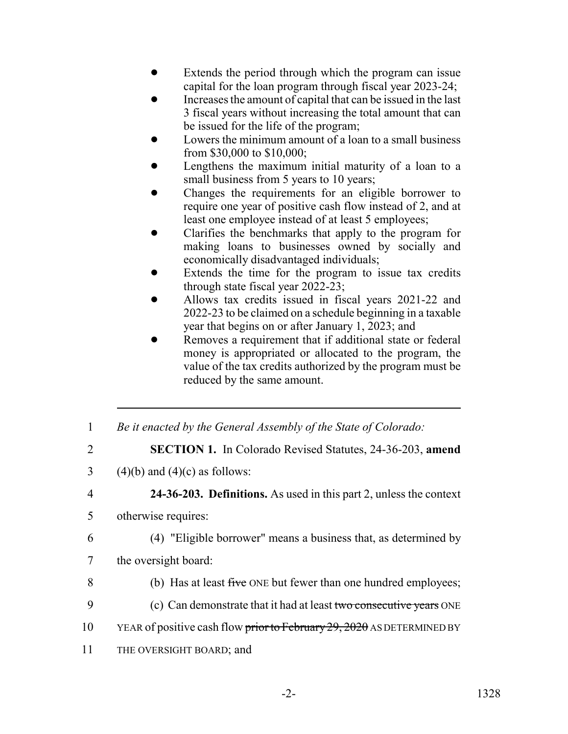- Extends the period through which the program can issue capital for the loan program through fiscal year 2023-24;
- Increases the amount of capital that can be issued in the last 3 fiscal years without increasing the total amount that can be issued for the life of the program;
- Lowers the minimum amount of a loan to a small business from $30,000 to $10,000;
- Lengthens the maximum initial maturity of a loan to a small business from 5 years to 10 years;
- Changes the requirements for an eligible borrower to require one year of positive cash flow instead of 2, and at least one employee instead of at least 5 employees;
- Clarifies the benchmarks that apply to the program for making loans to businesses owned by socially and economically disadvantaged individuals;
- Extends the time for the program to issue tax credits through state fiscal year 2022-23;
- Allows tax credits issued in fiscal years 2021-22 and 2022-23 to be claimed on a schedule beginning in a taxable year that begins on or after January 1, 2023; and
- Removes a requirement that if additional state or federal money is appropriated or allocated to the program, the value of the tax credits authorized by the program must be reduced by the same amount.

---

1 *Be it enacted by the General Assembly of the State of Colorado:*

2 **SECTION 1.** In Colorado Revised Statutes, 24-36-203, **amend**

3 (4)(b) and (4)(c) as follows:

4 **24-36-203. Definitions.** As used in this part 2, unless the context

5 otherwise requires:

6 (4) "Eligible borrower" means a business that, as determined by

7 the oversight board:

8 (b) Has at least ~~five~~ ONE but fewer than one hundred employees;

9 (c) Can demonstrate that it had at least ~~two consecutive years~~ ONE

10 YEAR of positive cash flow ~~prior to February 29, 2020~~ AS DETERMINED BY

11 THE OVERSIGHT BOARD; and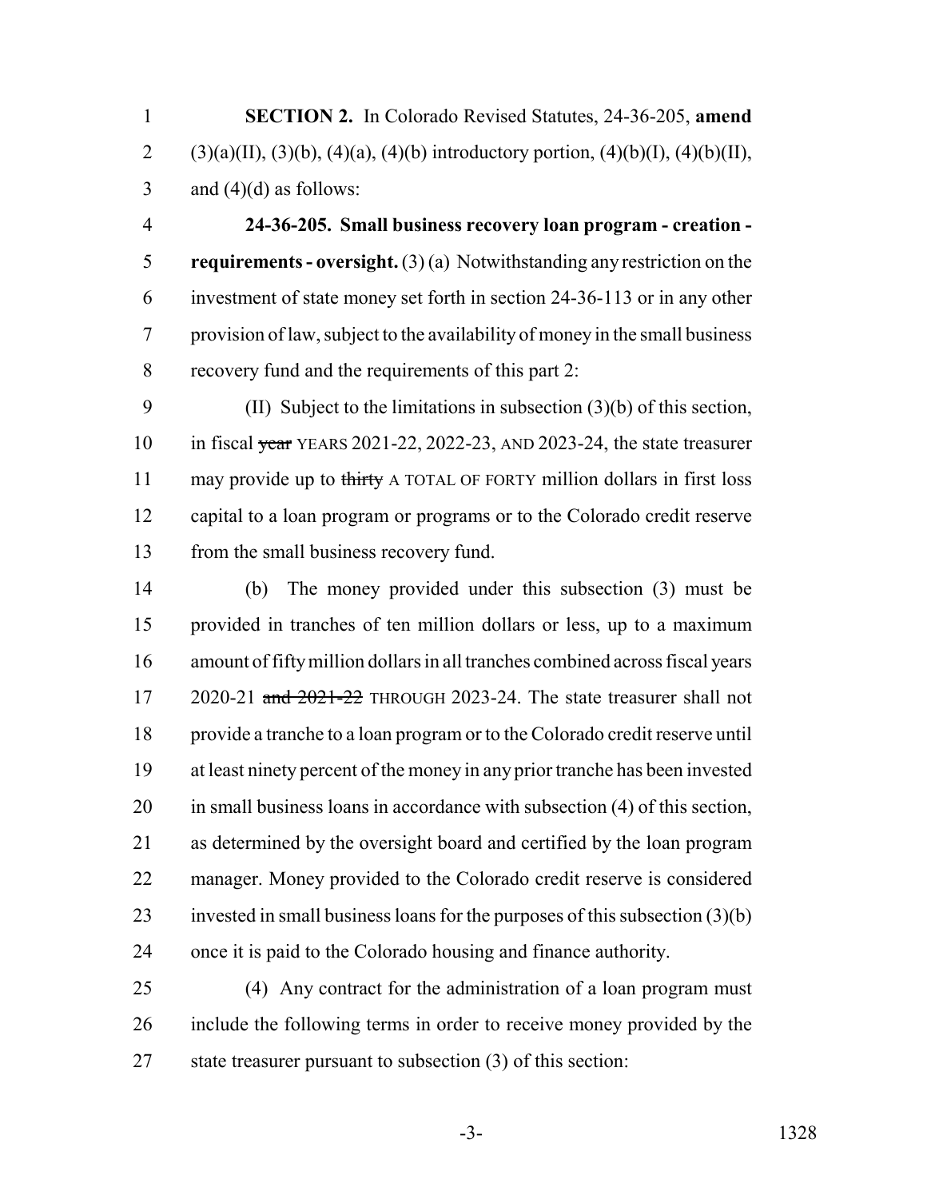**SECTION 2.** In Colorado Revised Statutes, 24-36-205, **amend** (3)(a)(II), (3)(b), (4)(a), (4)(b) introductory portion, (4)(b)(I), (4)(b)(II), and (4)(d) as follows:

**24-36-205. Small business recovery loan program - creation - requirements - oversight.** (3) (a) Notwithstanding any restriction on the investment of state money set forth in section 24-36-113 or in any other provision of law, subject to the availability of money in the small business recovery fund and the requirements of this part 2:

(II) Subject to the limitations in subsection (3)(b) of this section, in fiscal ~~year~~ YEARS 2021-22, 2022-23, AND 2023-24, the state treasurer may provide up to ~~thirty~~ A TOTAL OF FORTY million dollars in first loss capital to a loan program or programs or to the Colorado credit reserve from the small business recovery fund.

(b) The money provided under this subsection (3) must be provided in tranches of ten million dollars or less, up to a maximum amount of fifty million dollars in all tranches combined across fiscal years 2020-21 ~~and 2021-22~~ THROUGH 2023-24. The state treasurer shall not provide a tranche to a loan program or to the Colorado credit reserve until at least ninety percent of the money in any prior tranche has been invested in small business loans in accordance with subsection (4) of this section, as determined by the oversight board and certified by the loan program manager. Money provided to the Colorado credit reserve is considered invested in small business loans for the purposes of this subsection (3)(b) once it is paid to the Colorado housing and finance authority.

(4) Any contract for the administration of a loan program must include the following terms in order to receive money provided by the state treasurer pursuant to subsection (3) of this section: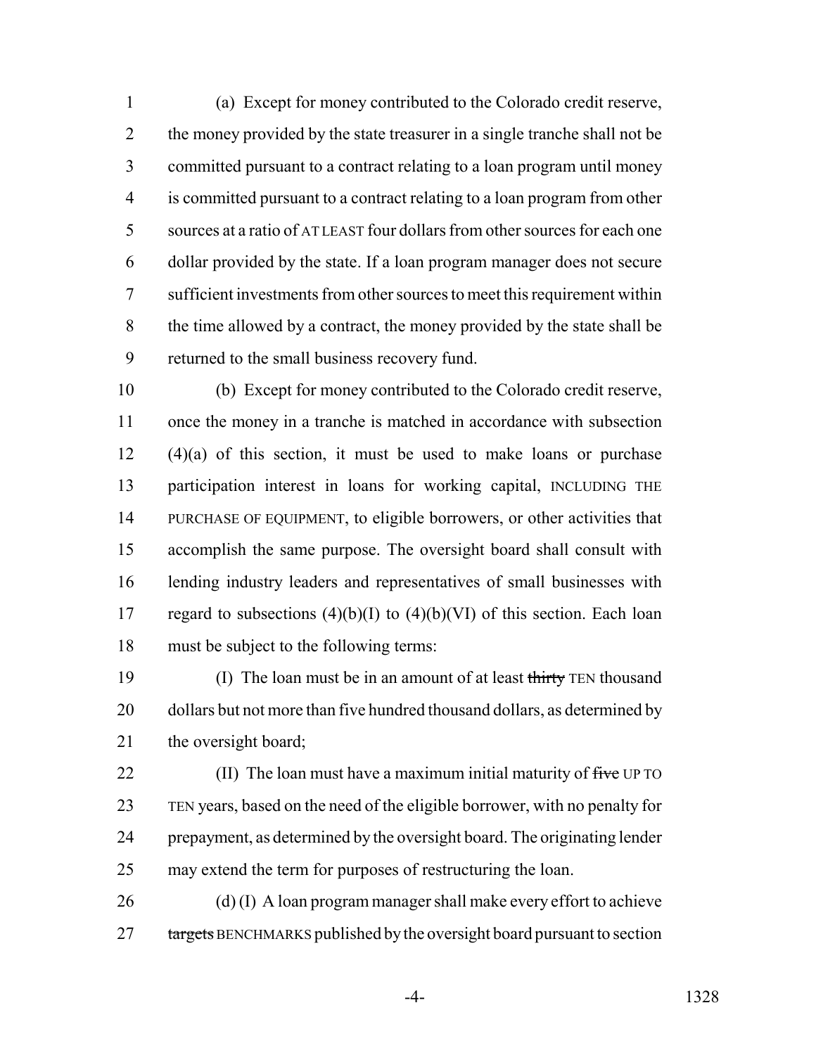(a) Except for money contributed to the Colorado credit reserve, the money provided by the state treasurer in a single tranche shall not be committed pursuant to a contract relating to a loan program until money is committed pursuant to a contract relating to a loan program from other sources at a ratio of AT LEAST four dollars from other sources for each one dollar provided by the state. If a loan program manager does not secure sufficient investments from other sources to meet this requirement within the time allowed by a contract, the money provided by the state shall be returned to the small business recovery fund.

(b) Except for money contributed to the Colorado credit reserve, once the money in a tranche is matched in accordance with subsection (4)(a) of this section, it must be used to make loans or purchase participation interest in loans for working capital, INCLUDING THE PURCHASE OF EQUIPMENT, to eligible borrowers, or other activities that accomplish the same purpose. The oversight board shall consult with lending industry leaders and representatives of small businesses with regard to subsections (4)(b)(I) to (4)(b)(VI) of this section. Each loan must be subject to the following terms:

(I) The loan must be in an amount of at least ~~thirty~~ TEN thousand dollars but not more than five hundred thousand dollars, as determined by the oversight board;

(II) The loan must have a maximum initial maturity of ~~five~~ UP TO TEN years, based on the need of the eligible borrower, with no penalty for prepayment, as determined by the oversight board. The originating lender may extend the term for purposes of restructuring the loan.

(d) (I) A loan program manager shall make every effort to achieve ~~targets~~ BENCHMARKS published by the oversight board pursuant to section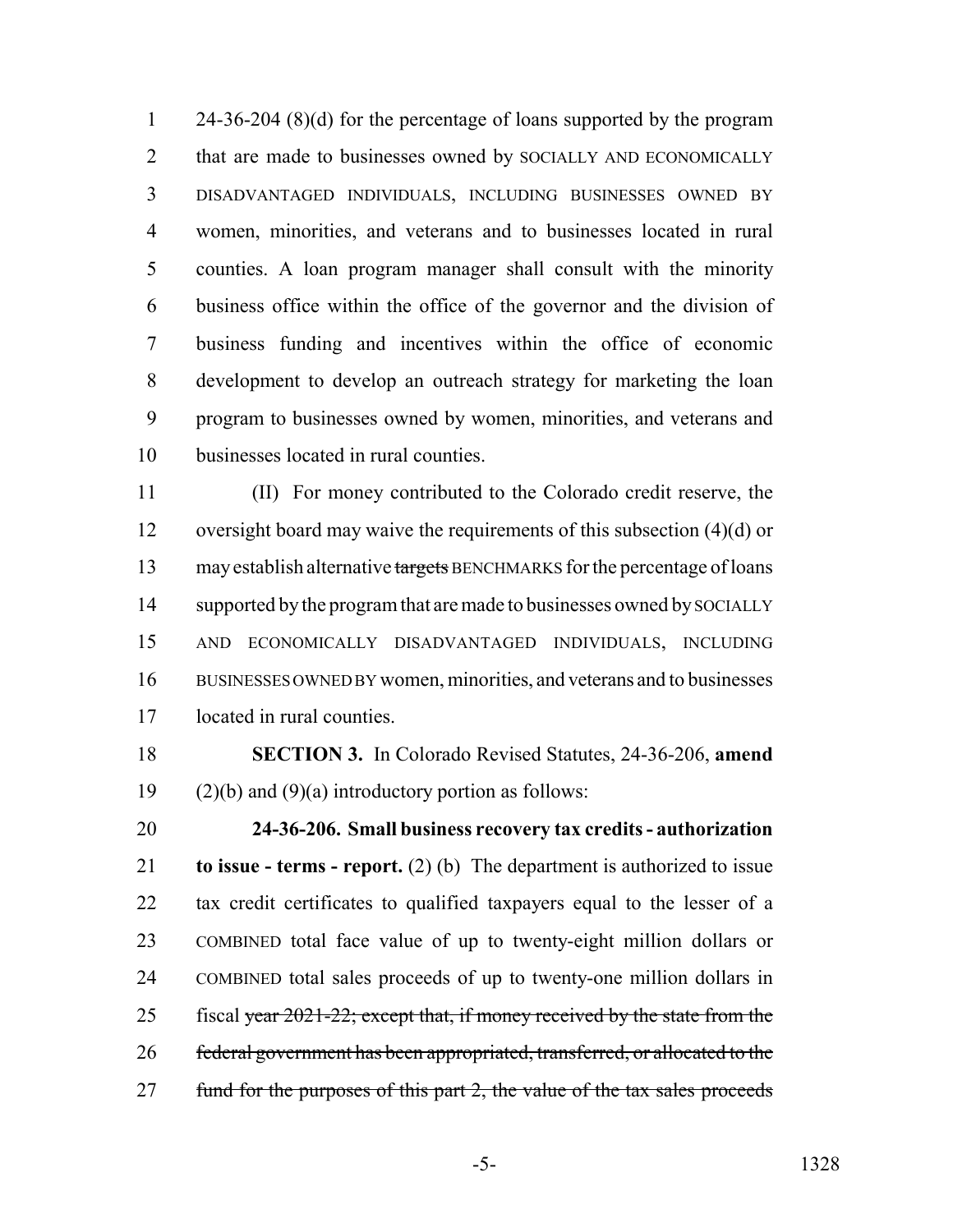24-36-204 (8)(d) for the percentage of loans supported by the program that are made to businesses owned by SOCIALLY AND ECONOMICALLY DISADVANTAGED INDIVIDUALS, INCLUDING BUSINESSES OWNED BY women, minorities, and veterans and to businesses located in rural counties. A loan program manager shall consult with the minority business office within the office of the governor and the division of business funding and incentives within the office of economic development to develop an outreach strategy for marketing the loan program to businesses owned by women, minorities, and veterans and businesses located in rural counties.

(II) For money contributed to the Colorado credit reserve, the oversight board may waive the requirements of this subsection (4)(d) or may establish alternative ~~targets~~ BENCHMARKS for the percentage of loans supported by the program that are made to businesses owned by SOCIALLY AND ECONOMICALLY DISADVANTAGED INDIVIDUALS, INCLUDING BUSINESSES OWNED BY women, minorities, and veterans and to businesses located in rural counties.

**SECTION 3.** In Colorado Revised Statutes, 24-36-206, **amend** (2)(b) and (9)(a) introductory portion as follows:

**24-36-206. Small business recovery tax credits - authorization to issue - terms - report.** (2) (b) The department is authorized to issue tax credit certificates to qualified taxpayers equal to the lesser of a COMBINED total face value of up to twenty-eight million dollars or COMBINED total sales proceeds of up to twenty-one million dollars in fiscal ~~year 2021-22; except that, if money received by the state from the federal government has been appropriated, transferred, or allocated to the fund for the purposes of this part 2, the value of the tax sales proceeds~~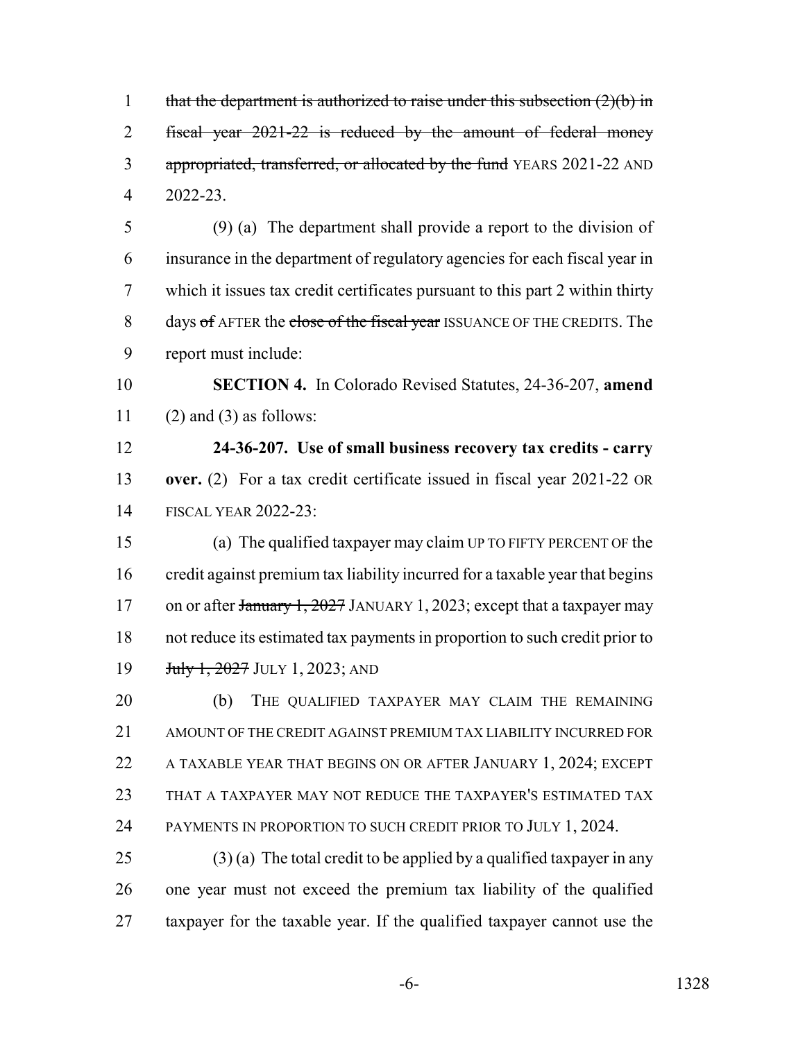~~that the department is authorized to raise under this subsection (2)(b) in fiscal year 2021-22 is reduced by the amount of federal money appropriated, transferred, or allocated by the fund~~ YEARS 2021-22 AND 2022-23.

(9) (a) The department shall provide a report to the division of insurance in the department of regulatory agencies for each fiscal year in which it issues tax credit certificates pursuant to this part 2 within thirty days ~~of~~ AFTER the ~~close of the fiscal year~~ ISSUANCE OF THE CREDITS. The report must include:

**SECTION 4.** In Colorado Revised Statutes, 24-36-207, **amend** (2) and (3) as follows:

**24-36-207. Use of small business recovery tax credits - carry over.** (2) For a tax credit certificate issued in fiscal year 2021-22 OR FISCAL YEAR 2022-23:

(a) The qualified taxpayer may claim UP TO FIFTY PERCENT OF the credit against premium tax liability incurred for a taxable year that begins on or after ~~January 1, 2027~~ JANUARY 1, 2023; except that a taxpayer may not reduce its estimated tax payments in proportion to such credit prior to ~~July 1, 2027~~ JULY 1, 2023; AND

(b) THE QUALIFIED TAXPAYER MAY CLAIM THE REMAINING AMOUNT OF THE CREDIT AGAINST PREMIUM TAX LIABILITY INCURRED FOR A TAXABLE YEAR THAT BEGINS ON OR AFTER JANUARY 1, 2024; EXCEPT THAT A TAXPAYER MAY NOT REDUCE THE TAXPAYER'S ESTIMATED TAX PAYMENTS IN PROPORTION TO SUCH CREDIT PRIOR TO JULY 1, 2024.

(3) (a) The total credit to be applied by a qualified taxpayer in any one year must not exceed the premium tax liability of the qualified taxpayer for the taxable year. If the qualified taxpayer cannot use the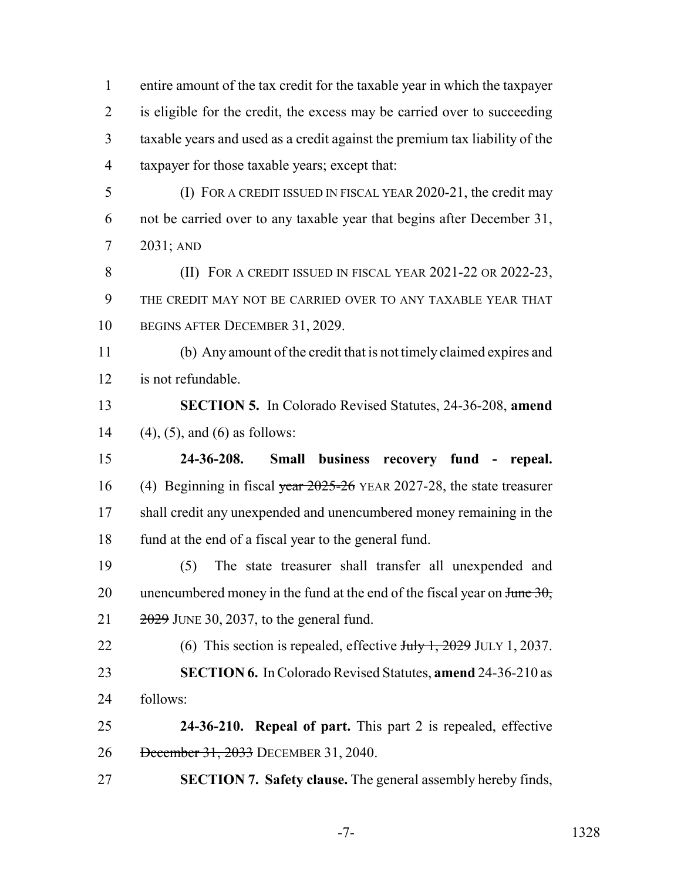entire amount of the tax credit for the taxable year in which the taxpayer is eligible for the credit, the excess may be carried over to succeeding taxable years and used as a credit against the premium tax liability of the taxpayer for those taxable years; except that:

(I) FOR A CREDIT ISSUED IN FISCAL YEAR 2020-21, the credit may not be carried over to any taxable year that begins after December 31, 2031; AND

(II) FOR A CREDIT ISSUED IN FISCAL YEAR 2021-22 OR 2022-23, THE CREDIT MAY NOT BE CARRIED OVER TO ANY TAXABLE YEAR THAT BEGINS AFTER DECEMBER 31, 2029.

(b) Any amount of the credit that is not timely claimed expires and is not refundable.

**SECTION 5.** In Colorado Revised Statutes, 24-36-208, **amend** (4), (5), and (6) as follows:

**24-36-208. Small business recovery fund - repeal.** (4) Beginning in fiscal ~~year 2025-26~~ YEAR 2027-28, the state treasurer shall credit any unexpended and unencumbered money remaining in the fund at the end of a fiscal year to the general fund.

(5) The state treasurer shall transfer all unexpended and unencumbered money in the fund at the end of the fiscal year on ~~June 30, 2029~~ JUNE 30, 2037, to the general fund.

(6) This section is repealed, effective ~~July 1, 2029~~ JULY 1, 2037.

**SECTION 6.** In Colorado Revised Statutes, **amend** 24-36-210 as follows:

**24-36-210. Repeal of part.** This part 2 is repealed, effective ~~December 31, 2033~~ DECEMBER 31, 2040.

**SECTION 7. Safety clause.** The general assembly hereby finds,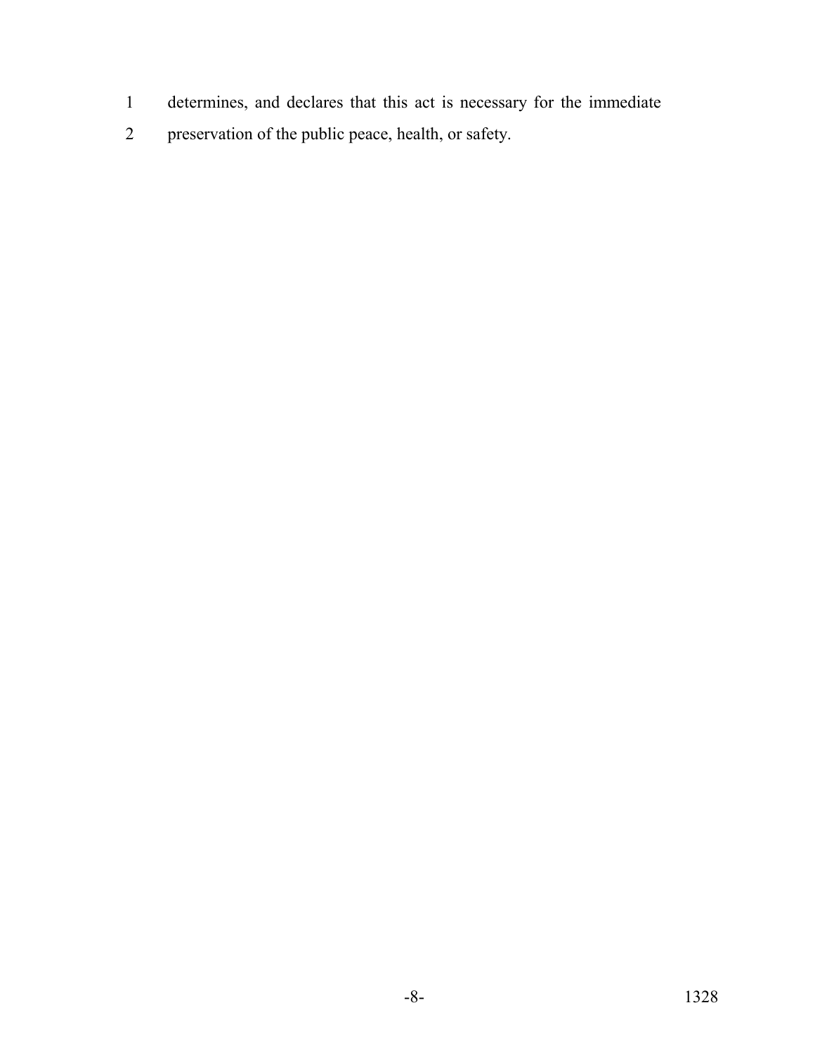determines, and declares that this act is necessary for the immediate preservation of the public peace, health, or safety.